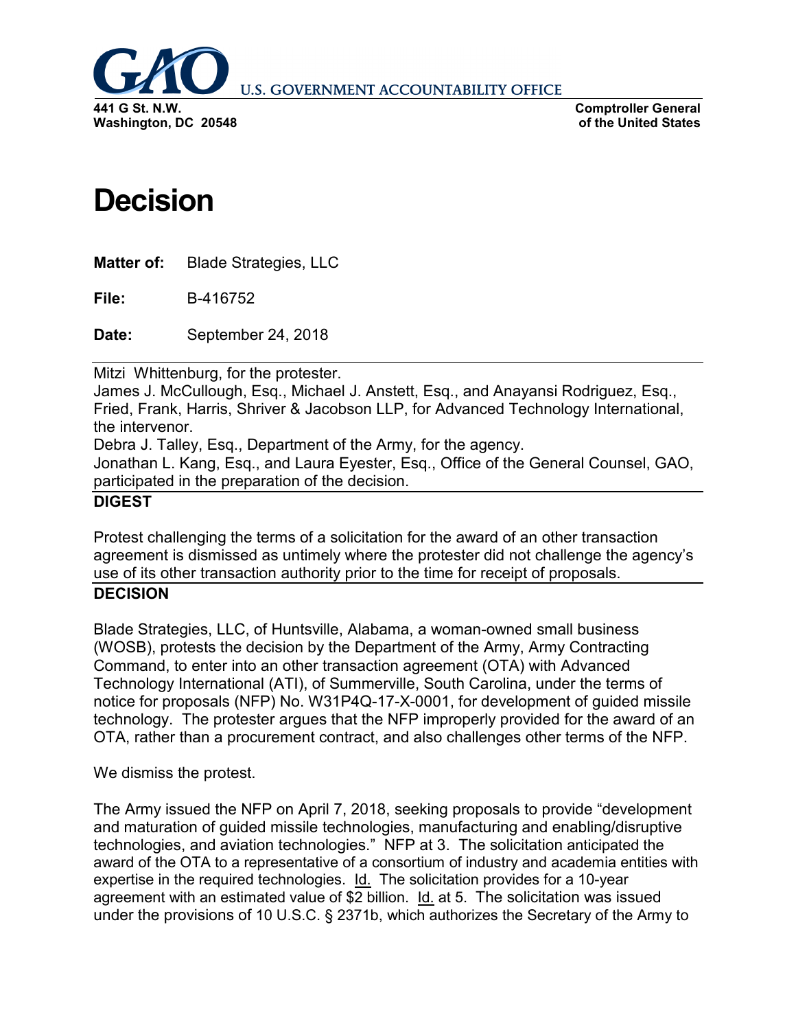**U.S. GOVERNMENT ACCOUNTABILITY OFFICE**

**441 G St. N.W.**
**Washington, DC 20548**

**Comptroller General**
**of the United States**

# Decision

**Matter of:** Blade Strategies, LLC

**File:** B-416752

**Date:** September 24, 2018

Mitzi Whittenburg, for the protester.
James J. McCullough, Esq., Michael J. Anstett, Esq., and Anayansi Rodriguez, Esq., Fried, Frank, Harris, Shriver & Jacobson LLP, for Advanced Technology International, the intervenor.
Debra J. Talley, Esq., Department of the Army, for the agency.
Jonathan L. Kang, Esq., and Laura Eyester, Esq., Office of the General Counsel, GAO, participated in the preparation of the decision.

## DIGEST

Protest challenging the terms of a solicitation for the award of an other transaction agreement is dismissed as untimely where the protester did not challenge the agency's use of its other transaction authority prior to the time for receipt of proposals.

## DECISION

Blade Strategies, LLC, of Huntsville, Alabama, a woman-owned small business (WOSB), protests the decision by the Department of the Army, Army Contracting Command, to enter into an other transaction agreement (OTA) with Advanced Technology International (ATI), of Summerville, South Carolina, under the terms of notice for proposals (NFP) No. W31P4Q-17-X-0001, for development of guided missile technology. The protester argues that the NFP improperly provided for the award of an OTA, rather than a procurement contract, and also challenges other terms of the NFP.

We dismiss the protest.

The Army issued the NFP on April 7, 2018, seeking proposals to provide "development and maturation of guided missile technologies, manufacturing and enabling/disruptive technologies, and aviation technologies." NFP at 3. The solicitation anticipated the award of the OTA to a representative of a consortium of industry and academia entities with expertise in the required technologies. Id. The solicitation provides for a 10-year agreement with an estimated value of $2 billion. Id. at 5. The solicitation was issued under the provisions of 10 U.S.C. § 2371b, which authorizes the Secretary of the Army to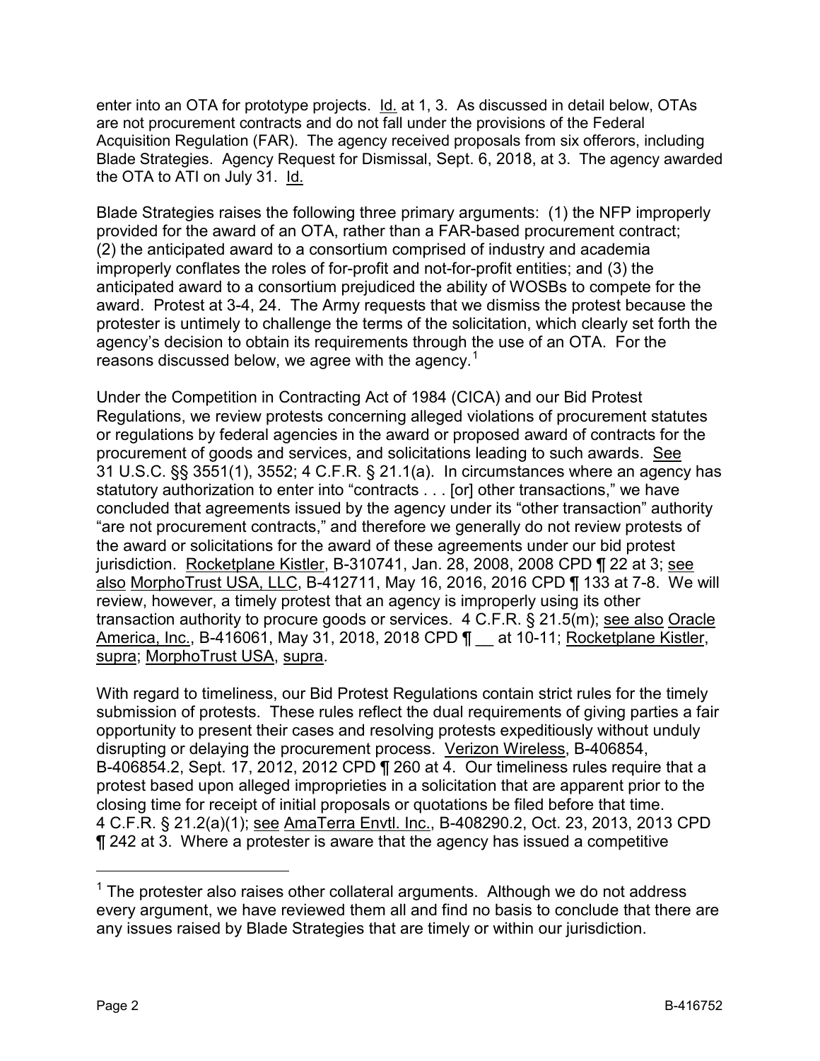enter into an OTA for prototype projects. Id. at 1, 3. As discussed in detail below, OTAs are not procurement contracts and do not fall under the provisions of the Federal Acquisition Regulation (FAR). The agency received proposals from six offerors, including Blade Strategies. Agency Request for Dismissal, Sept. 6, 2018, at 3. The agency awarded the OTA to ATI on July 31. Id.

Blade Strategies raises the following three primary arguments: (1) the NFP improperly provided for the award of an OTA, rather than a FAR-based procurement contract; (2) the anticipated award to a consortium comprised of industry and academia improperly conflates the roles of for-profit and not-for-profit entities; and (3) the anticipated award to a consortium prejudiced the ability of WOSBs to compete for the award. Protest at 3-4, 24. The Army requests that we dismiss the protest because the protester is untimely to challenge the terms of the solicitation, which clearly set forth the agency's decision to obtain its requirements through the use of an OTA. For the reasons discussed below, we agree with the agency.[1]

Under the Competition in Contracting Act of 1984 (CICA) and our Bid Protest Regulations, we review protests concerning alleged violations of procurement statutes or regulations by federal agencies in the award or proposed award of contracts for the procurement of goods and services, and solicitations leading to such awards. See 31 U.S.C. §§ 3551(1), 3552; 4 C.F.R. § 21.1(a). In circumstances where an agency has statutory authorization to enter into "contracts . . . [or] other transactions," we have concluded that agreements issued by the agency under its "other transaction" authority "are not procurement contracts," and therefore we generally do not review protests of the award or solicitations for the award of these agreements under our bid protest jurisdiction. Rocketplane Kistler, B-310741, Jan. 28, 2008, 2008 CPD ¶ 22 at 3; see also MorphoTrust USA, LLC, B-412711, May 16, 2016, 2016 CPD ¶ 133 at 7-8. We will review, however, a timely protest that an agency is improperly using its other transaction authority to procure goods or services. 4 C.F.R. § 21.5(m); see also Oracle America, Inc., B-416061, May 31, 2018, 2018 CPD ¶ __ at 10-11; Rocketplane Kistler, supra; MorphoTrust USA, supra.

With regard to timeliness, our Bid Protest Regulations contain strict rules for the timely submission of protests. These rules reflect the dual requirements of giving parties a fair opportunity to present their cases and resolving protests expeditiously without unduly disrupting or delaying the procurement process. Verizon Wireless, B-406854, B-406854.2, Sept. 17, 2012, 2012 CPD ¶ 260 at 4. Our timeliness rules require that a protest based upon alleged improprieties in a solicitation that are apparent prior to the closing time for receipt of initial proposals or quotations be filed before that time. 4 C.F.R. § 21.2(a)(1); see AmaTerra Envtl. Inc., B-408290.2, Oct. 23, 2013, 2013 CPD ¶ 242 at 3. Where a protester is aware that the agency has issued a competitive

---

[1] The protester also raises other collateral arguments. Although we do not address every argument, we have reviewed them all and find no basis to conclude that there are any issues raised by Blade Strategies that are timely or within our jurisdiction.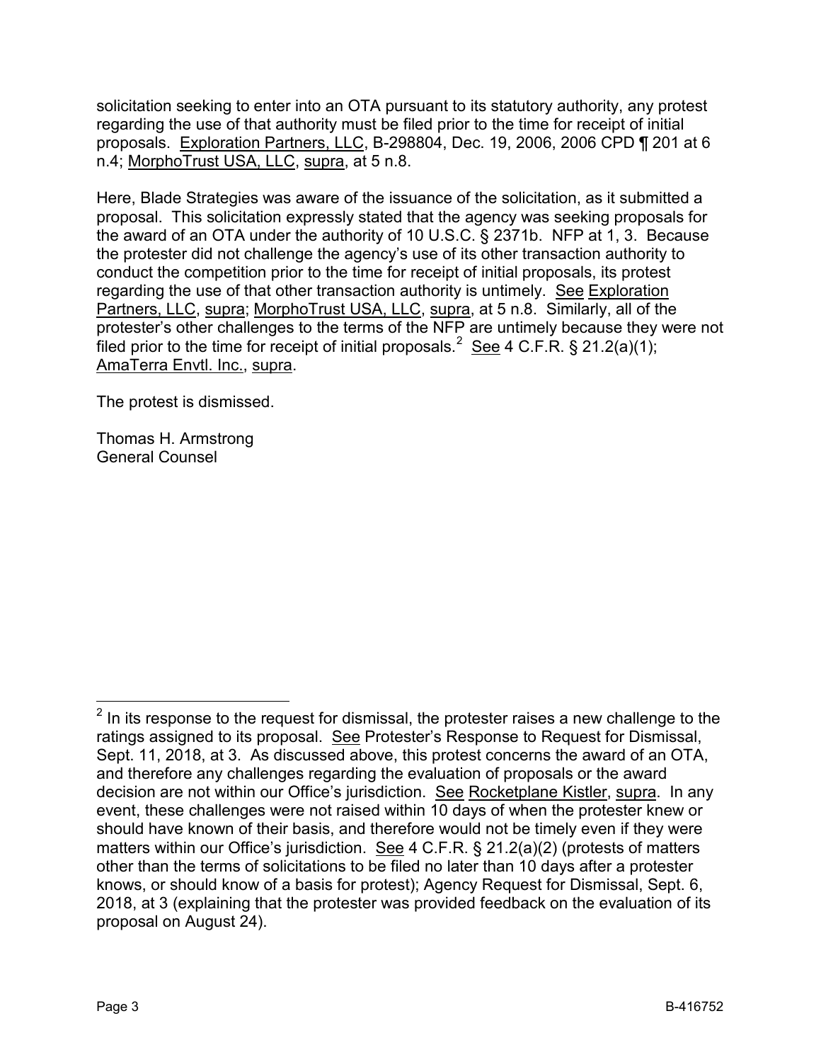solicitation seeking to enter into an OTA pursuant to its statutory authority, any protest regarding the use of that authority must be filed prior to the time for receipt of initial proposals. Exploration Partners, LLC, B-298804, Dec. 19, 2006, 2006 CPD ¶ 201 at 6 n.4; MorphoTrust USA, LLC, supra, at 5 n.8.

Here, Blade Strategies was aware of the issuance of the solicitation, as it submitted a proposal. This solicitation expressly stated that the agency was seeking proposals for the award of an OTA under the authority of 10 U.S.C. § 2371b. NFP at 1, 3. Because the protester did not challenge the agency's use of its other transaction authority to conduct the competition prior to the time for receipt of initial proposals, its protest regarding the use of that other transaction authority is untimely. See Exploration Partners, LLC, supra; MorphoTrust USA, LLC, supra, at 5 n.8. Similarly, all of the protester's other challenges to the terms of the NFP are untimely because they were not filed prior to the time for receipt of initial proposals.[2] See 4 C.F.R. § 21.2(a)(1); AmaTerra Envtl. Inc., supra.

The protest is dismissed.

Thomas H. Armstrong
General Counsel

---

[2] In its response to the request for dismissal, the protester raises a new challenge to the ratings assigned to its proposal. See Protester's Response to Request for Dismissal, Sept. 11, 2018, at 3. As discussed above, this protest concerns the award of an OTA, and therefore any challenges regarding the evaluation of proposals or the award decision are not within our Office's jurisdiction. See Rocketplane Kistler, supra. In any event, these challenges were not raised within 10 days of when the protester knew or should have known of their basis, and therefore would not be timely even if they were matters within our Office's jurisdiction. See 4 C.F.R. § 21.2(a)(2) (protests of matters other than the terms of solicitations to be filed no later than 10 days after a protester knows, or should know of a basis for protest); Agency Request for Dismissal, Sept. 6, 2018, at 3 (explaining that the protester was provided feedback on the evaluation of its proposal on August 24).